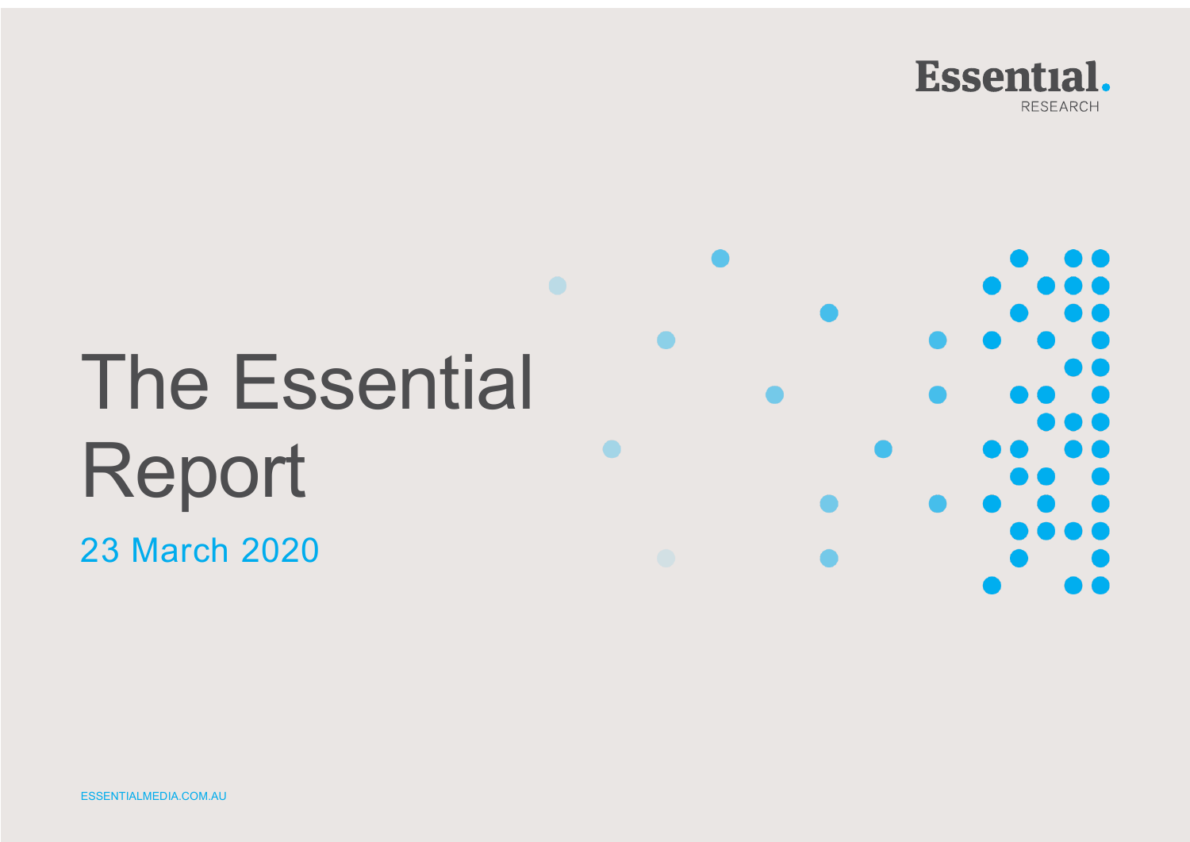Essential. RESEARCH

# The Essential Report

23 March 2020

ESSENTIALMEDIA.COM.AU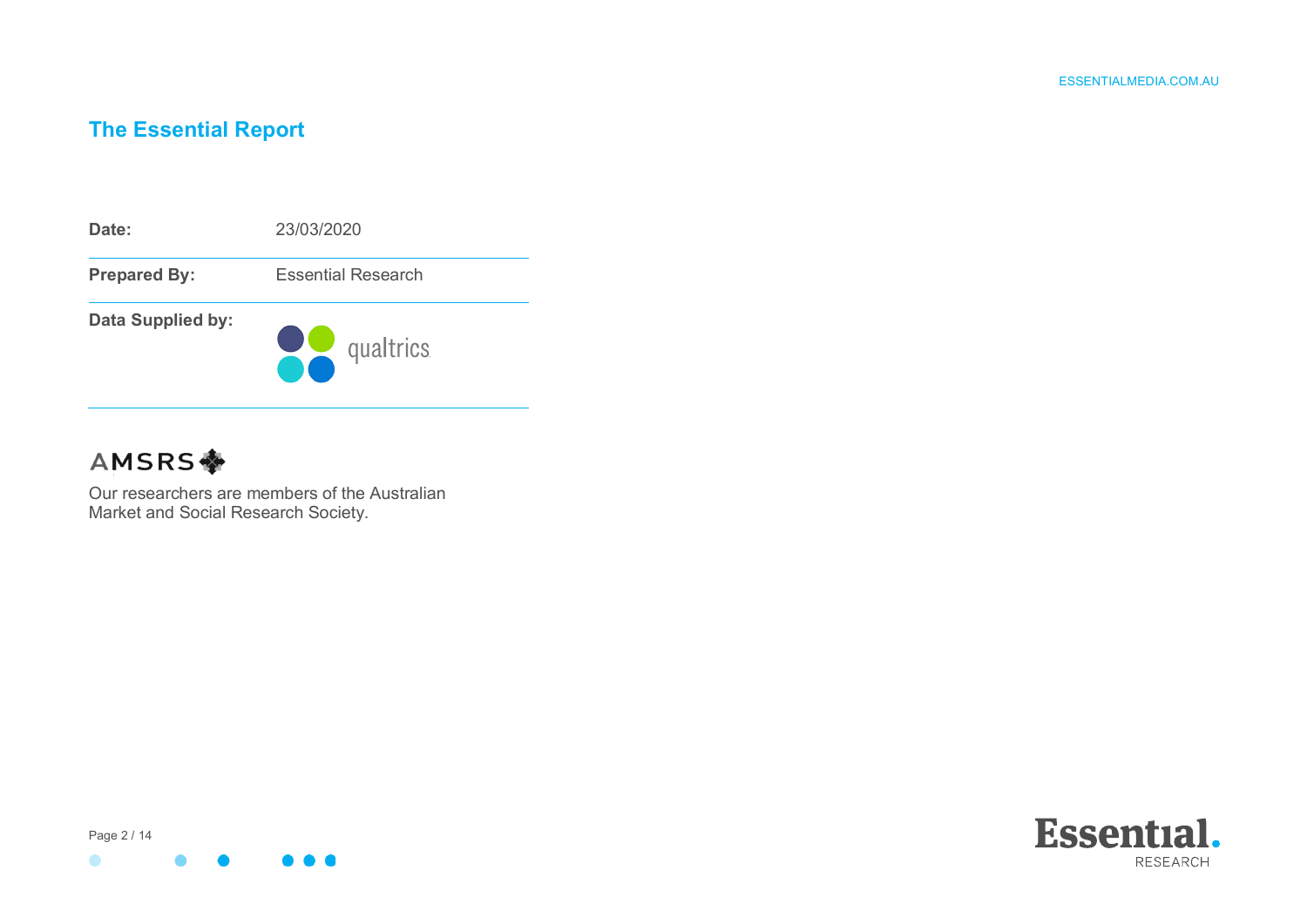## The Essential Report

| | |
|---|---|
| **Date:** | 23/03/2020 |
| **Prepared By:** | Essential Research |
| **Data Supplied by:** | qualtrics |

AMSRS

Our researchers are members of the Australian Market and Social Research Society.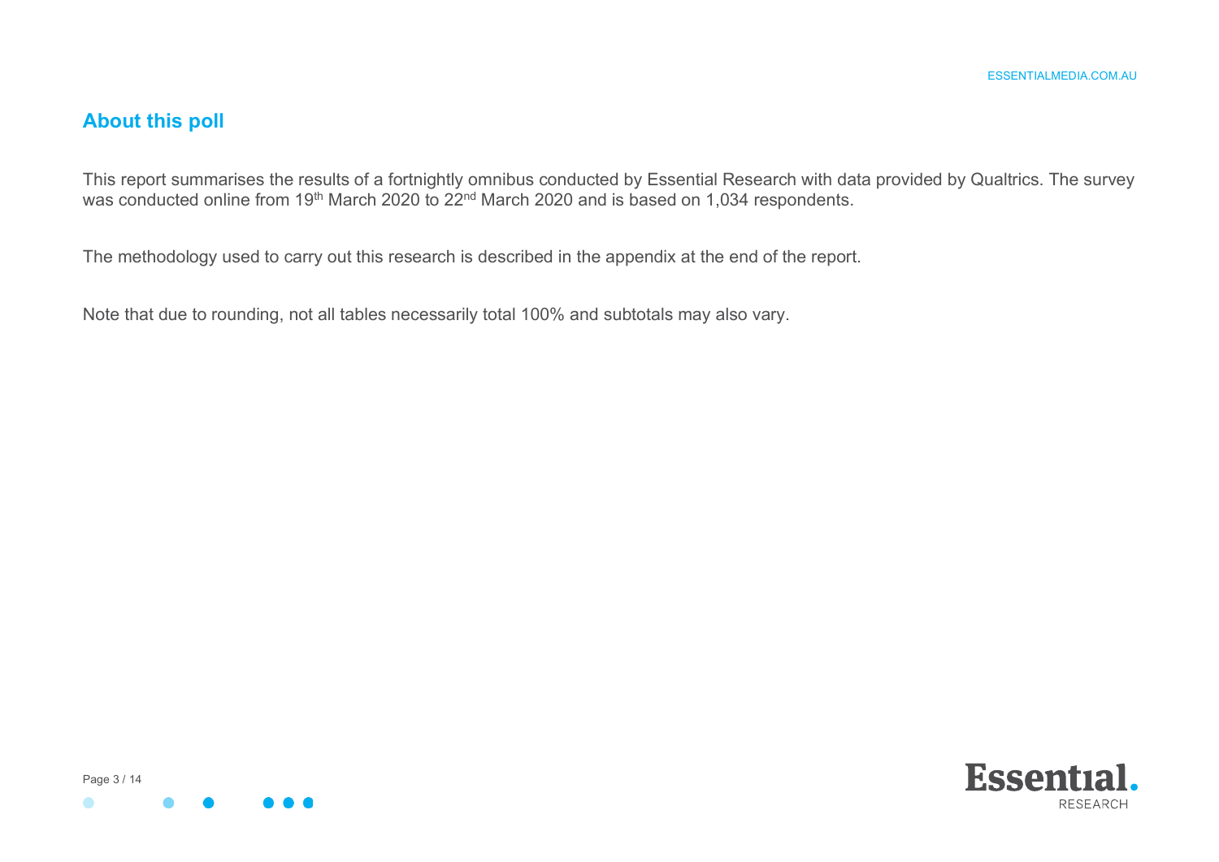## About this poll

This report summarises the results of a fortnightly omnibus conducted by Essential Research with data provided by Qualtrics. The survey was conducted online from 19th March 2020 to 22nd March 2020 and is based on 1,034 respondents.

The methodology used to carry out this research is described in the appendix at the end of the report.

Note that due to rounding, not all tables necessarily total 100% and subtotals may also vary.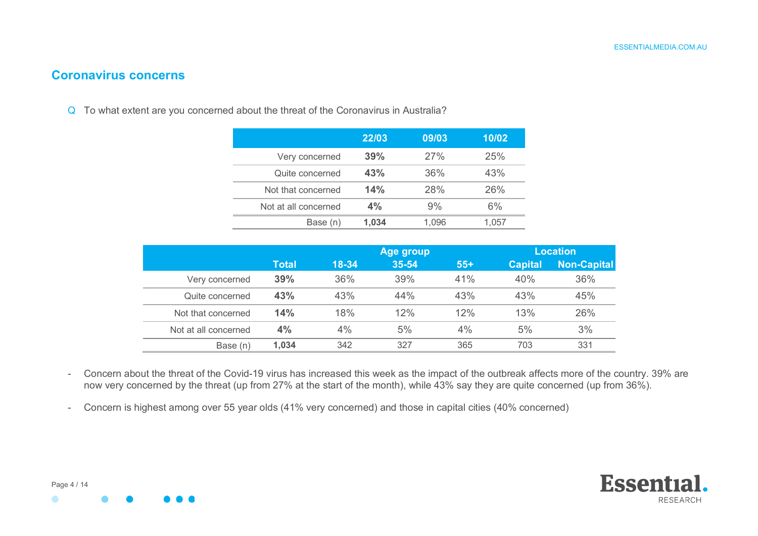## Coronavirus concerns

Q To what extent are you concerned about the threat of the Coronavirus in Australia?

| | 22/03 | 09/03 | 10/02 |
|---|---|---|---|
| Very concerned | **39%** | 27% | 25% |
| Quite concerned | **43%** | 36% | 43% |
| Not that concerned | **14%** | 28% | 26% |
| Not at all concerned | **4%** | 9% | 6% |
| Base (n) | **1,034** | 1,096 | 1,057 |

| | | Age group | | | Location | |
|---|---|---|---|---|---|---|
| | Total | 18-34 | 35-54 | 55+ | Capital | Non-Capital |
| Very concerned | **39%** | 36% | 39% | 41% | 40% | 36% |
| Quite concerned | **43%** | 43% | 44% | 43% | 43% | 45% |
| Not that concerned | **14%** | 18% | 12% | 12% | 13% | 26% |
| Not at all concerned | **4%** | 4% | 5% | 4% | 5% | 3% |
| Base (n) | **1,034** | 342 | 327 | 365 | 703 | 331 |

- Concern about the threat of the Covid-19 virus has increased this week as the impact of the outbreak affects more of the country. 39% are now very concerned by the threat (up from 27% at the start of the month), while 43% say they are quite concerned (up from 36%).
- Concern is highest among over 55 year olds (41% very concerned) and those in capital cities (40% concerned)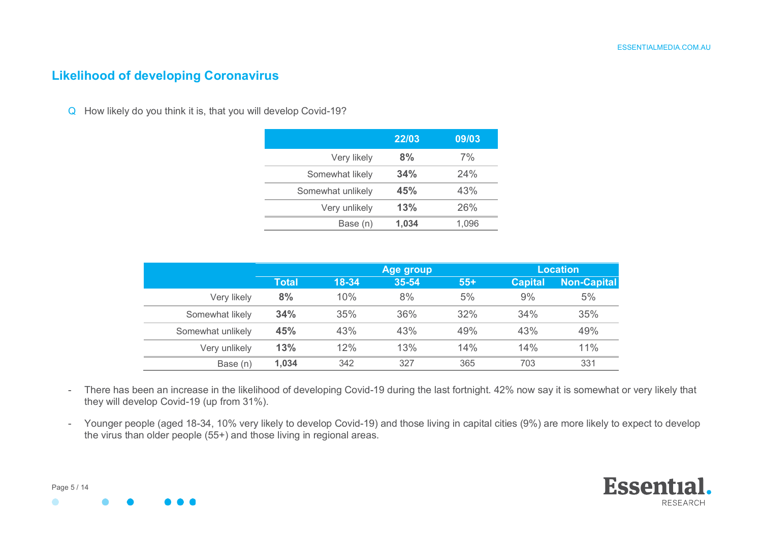## Likelihood of developing Coronavirus

Q How likely do you think it is, that you will develop Covid-19?

| | 22/03 | 09/03 |
|---|---|---|
| Very likely | **8%** | 7% |
| Somewhat likely | **34%** | 24% |
| Somewhat unlikely | **45%** | 43% |
| Very unlikely | **13%** | 26% |
| Base (n) | **1,034** | 1,096 |

| | | Age group | | | Location | |
|---|---|---|---|---|---|---|
| | Total | 18-34 | 35-54 | 55+ | Capital | Non-Capital |
| Very likely | **8%** | 10% | 8% | 5% | 9% | 5% |
| Somewhat likely | **34%** | 35% | 36% | 32% | 34% | 35% |
| Somewhat unlikely | **45%** | 43% | 43% | 49% | 43% | 49% |
| Very unlikely | **13%** | 12% | 13% | 14% | 14% | 11% |
| Base (n) | **1,034** | 342 | 327 | 365 | 703 | 331 |

- There has been an increase in the likelihood of developing Covid-19 during the last fortnight. 42% now say it is somewhat or very likely that they will develop Covid-19 (up from 31%).
- Younger people (aged 18-34, 10% very likely to develop Covid-19) and those living in capital cities (9%) are more likely to expect to develop the virus than older people (55+) and those living in regional areas.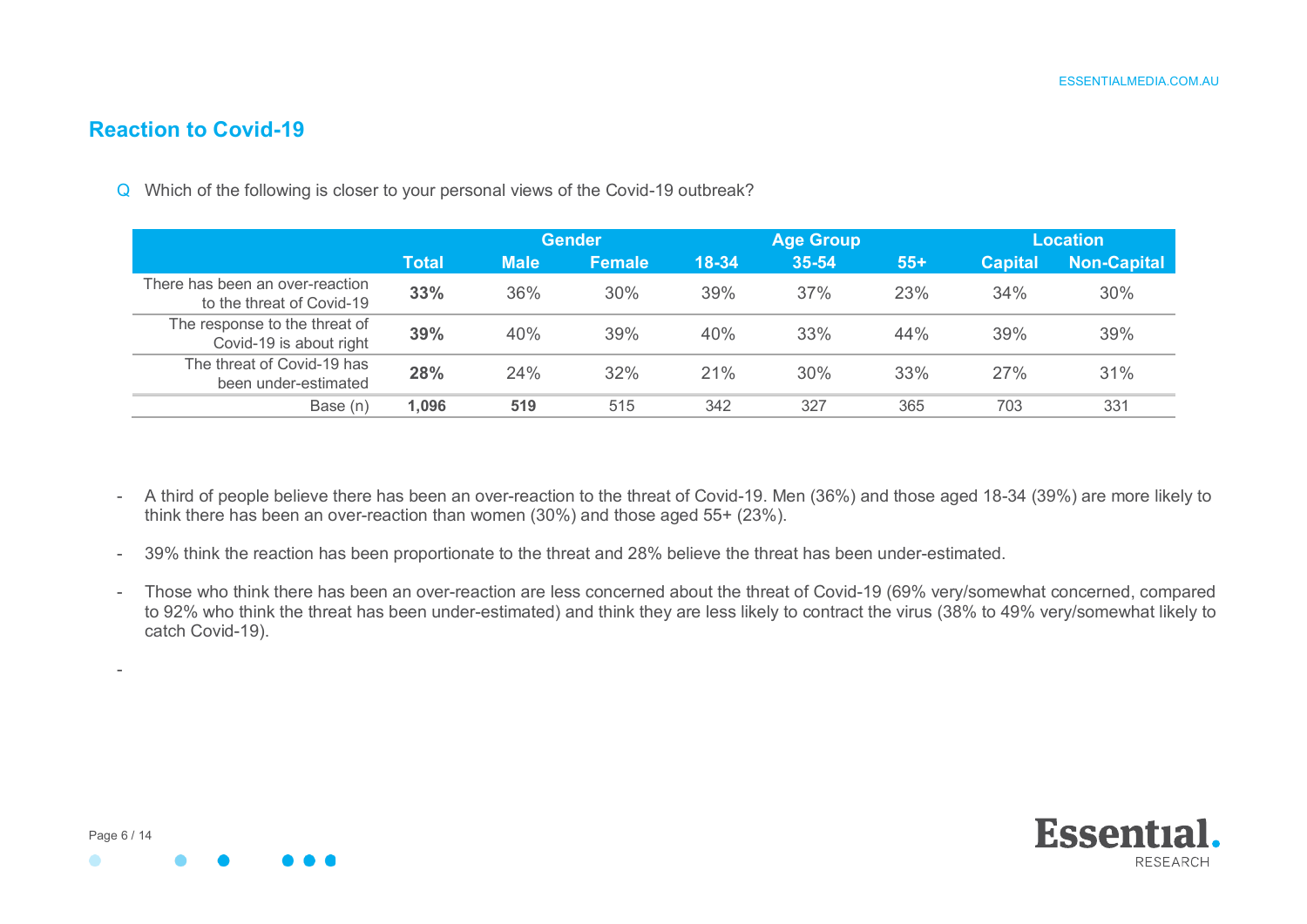## Reaction to Covid-19

Q Which of the following is closer to your personal views of the Covid-19 outbreak?

| | | Gender | | Age Group | | | Location | |
|---|---|---|---|---|---|---|---|---|
| | **Total** | **Male** | **Female** | **18-34** | **35-54** | **55+** | **Capital** | **Non-Capital** |
| There has been an over-reaction to the threat of Covid-19 | **33%** | 36% | 30% | 39% | 37% | 23% | 34% | 30% |
| The response to the threat of Covid-19 is about right | **39%** | 40% | 39% | 40% | 33% | 44% | 39% | 39% |
| The threat of Covid-19 has been under-estimated | **28%** | 24% | 32% | 21% | 30% | 33% | 27% | 31% |
| Base (n) | **1,096** | **519** | 515 | 342 | 327 | 365 | 703 | 331 |

- A third of people believe there has been an over-reaction to the threat of Covid-19. Men (36%) and those aged 18-34 (39%) are more likely to think there has been an over-reaction than women (30%) and those aged 55+ (23%).
- 39% think the reaction has been proportionate to the threat and 28% believe the threat has been under-estimated.
- Those who think there has been an over-reaction are less concerned about the threat of Covid-19 (69% very/somewhat concerned, compared to 92% who think the threat has been under-estimated) and think they are less likely to contract the virus (38% to 49% very/somewhat likely to catch Covid-19).
-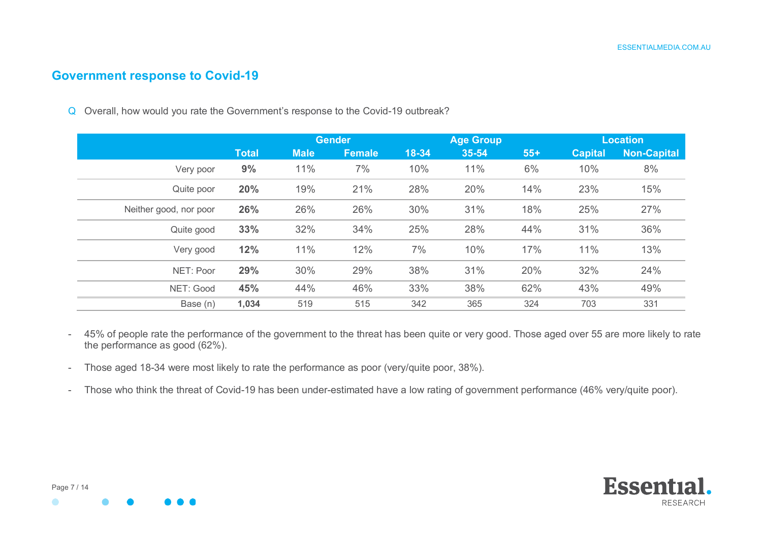## Government response to Covid-19

Q Overall, how would you rate the Government's response to the Covid-19 outbreak?

| | | Gender | | Age Group | | | Location | |
|---|---|---|---|---|---|---|---|---|
| | **Total** | **Male** | **Female** | **18-34** | **35-54** | **55+** | **Capital** | **Non-Capital** |
| Very poor | **9%** | 11% | 7% | 10% | 11% | 6% | 10% | 8% |
| Quite poor | **20%** | 19% | 21% | 28% | 20% | 14% | 23% | 15% |
| Neither good, nor poor | **26%** | 26% | 26% | 30% | 31% | 18% | 25% | 27% |
| Quite good | **33%** | 32% | 34% | 25% | 28% | 44% | 31% | 36% |
| Very good | **12%** | 11% | 12% | 7% | 10% | 17% | 11% | 13% |
| NET: Poor | **29%** | 30% | 29% | 38% | 31% | 20% | 32% | 24% |
| NET: Good | **45%** | 44% | 46% | 33% | 38% | 62% | 43% | 49% |
| Base (n) | **1,034** | 519 | 515 | 342 | 365 | 324 | 703 | 331 |

- 45% of people rate the performance of the government to the threat has been quite or very good. Those aged over 55 are more likely to rate the performance as good (62%).
- Those aged 18-34 were most likely to rate the performance as poor (very/quite poor, 38%).
- Those who think the threat of Covid-19 has been under-estimated have a low rating of government performance (46% very/quite poor).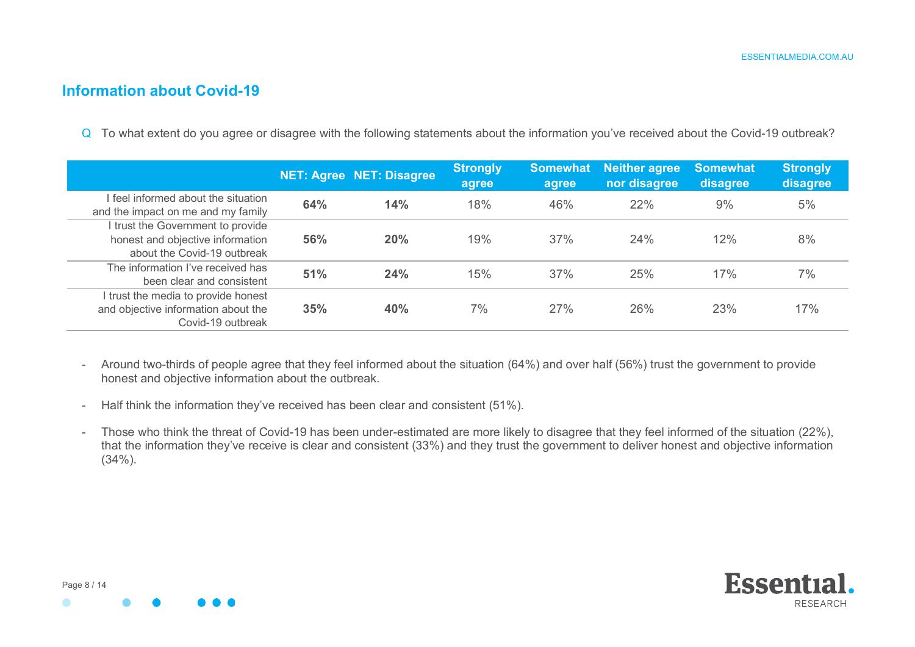## Information about Covid-19

Q To what extent do you agree or disagree with the following statements about the information you've received about the Covid-19 outbreak?

| | NET: Agree | NET: Disagree | Strongly agree | Somewhat agree | Neither agree nor disagree | Somewhat disagree | Strongly disagree |
|---|---|---|---|---|---|---|---|
| I feel informed about the situation and the impact on me and my family | **64%** | **14%** | 18% | 46% | 22% | 9% | 5% |
| I trust the Government to provide honest and objective information about the Covid-19 outbreak | **56%** | **20%** | 19% | 37% | 24% | 12% | 8% |
| The information I've received has been clear and consistent | **51%** | **24%** | 15% | 37% | 25% | 17% | 7% |
| I trust the media to provide honest and objective information about the Covid-19 outbreak | **35%** | **40%** | 7% | 27% | 26% | 23% | 17% |

- Around two-thirds of people agree that they feel informed about the situation (64%) and over half (56%) trust the government to provide honest and objective information about the outbreak.
- Half think the information they've received has been clear and consistent (51%).
- Those who think the threat of Covid-19 has been under-estimated are more likely to disagree that they feel informed of the situation (22%), that the information they've receive is clear and consistent (33%) and they trust the government to deliver honest and objective information (34%).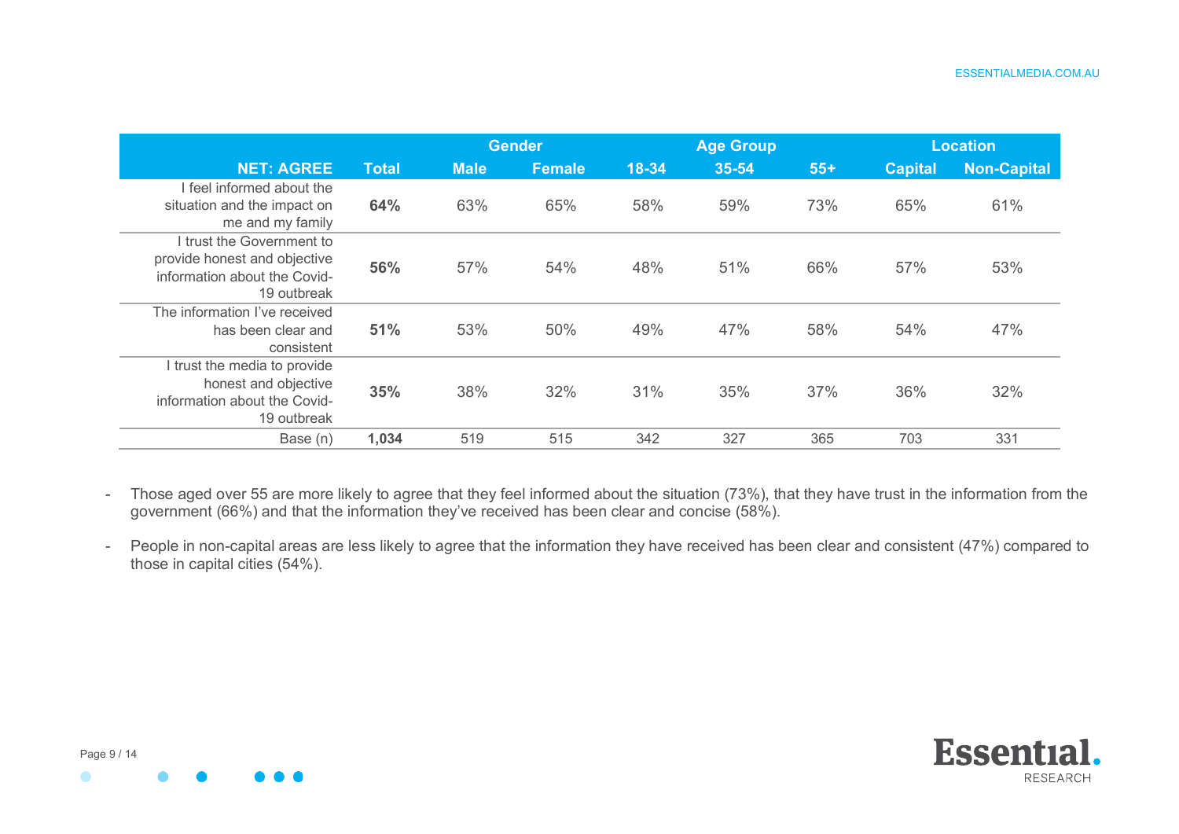| NET: AGREE | Total | Gender | | Age Group | | | Location | |
|---|---|---|---|---|---|---|---|---|
| | | Male | Female | 18-34 | 35-54 | 55+ | Capital | Non-Capital |
| I feel informed about the situation and the impact on me and my family | **64%** | 63% | 65% | 58% | 59% | 73% | 65% | 61% |
| I trust the Government to provide honest and objective information about the Covid-19 outbreak | **56%** | 57% | 54% | 48% | 51% | 66% | 57% | 53% |
| The information I've received has been clear and consistent | **51%** | 53% | 50% | 49% | 47% | 58% | 54% | 47% |
| I trust the media to provide honest and objective information about the Covid-19 outbreak | **35%** | 38% | 32% | 31% | 35% | 37% | 36% | 32% |
| Base (n) | **1,034** | 519 | 515 | 342 | 327 | 365 | 703 | 331 |

- Those aged over 55 are more likely to agree that they feel informed about the situation (73%), that they have trust in the information from the government (66%) and that the information they've received has been clear and concise (58%).
- People in non-capital areas are less likely to agree that the information they have received has been clear and consistent (47%) compared to those in capital cities (54%).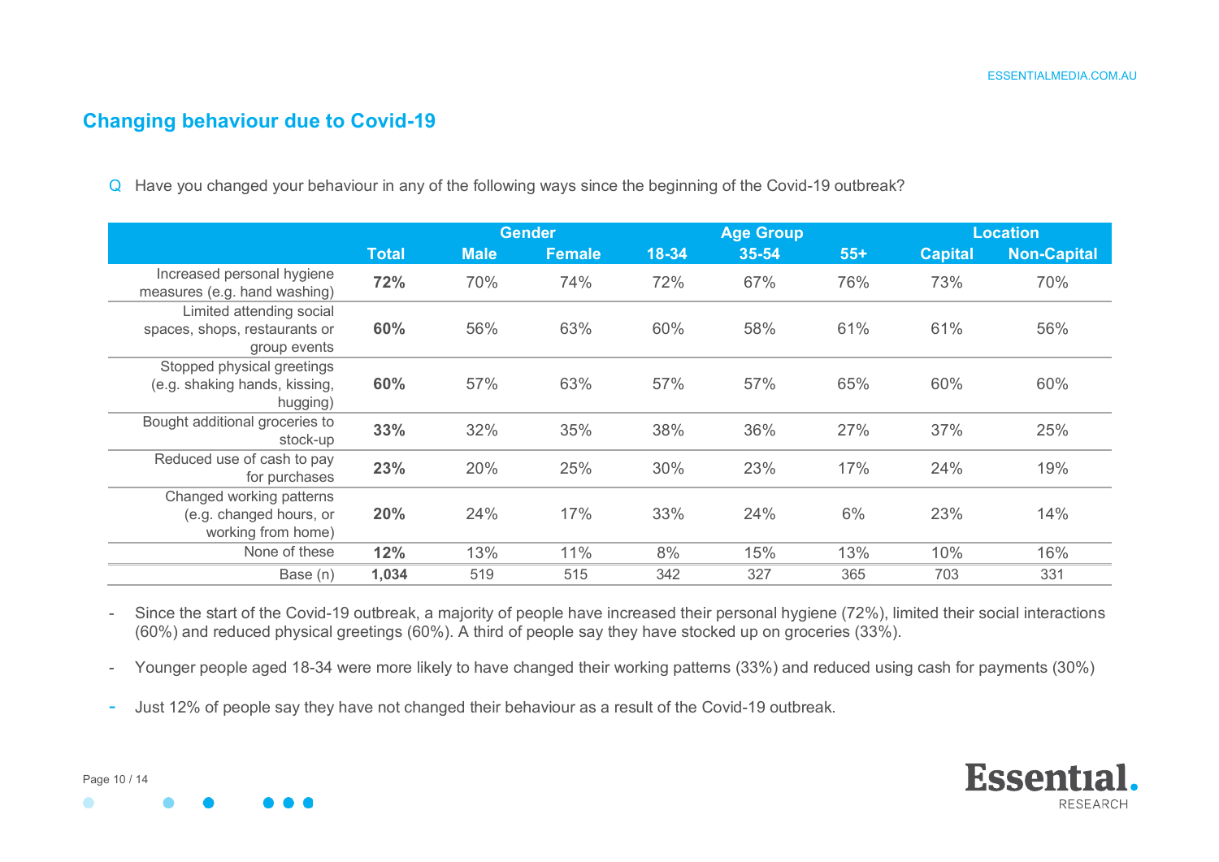## Changing behaviour due to Covid-19

Q Have you changed your behaviour in any of the following ways since the beginning of the Covid-19 outbreak?

| | | Gender | | Age Group | | | Location | |
|---|---|---|---|---|---|---|---|---|
| | Total | Male | Female | 18-34 | 35-54 | 55+ | Capital | Non-Capital |
| Increased personal hygiene measures (e.g. hand washing) | **72%** | 70% | 74% | 72% | 67% | 76% | 73% | 70% |
| Limited attending social spaces, shops, restaurants or group events | **60%** | 56% | 63% | 60% | 58% | 61% | 61% | 56% |
| Stopped physical greetings (e.g. shaking hands, kissing, hugging) | **60%** | 57% | 63% | 57% | 57% | 65% | 60% | 60% |
| Bought additional groceries to stock-up | **33%** | 32% | 35% | 38% | 36% | 27% | 37% | 25% |
| Reduced use of cash to pay for purchases | **23%** | 20% | 25% | 30% | 23% | 17% | 24% | 19% |
| Changed working patterns (e.g. changed hours, or working from home) | **20%** | 24% | 17% | 33% | 24% | 6% | 23% | 14% |
| None of these | **12%** | 13% | 11% | 8% | 15% | 13% | 10% | 16% |
| Base (n) | **1,034** | 519 | 515 | 342 | 327 | 365 | 703 | 331 |

- Since the start of the Covid-19 outbreak, a majority of people have increased their personal hygiene (72%), limited their social interactions (60%) and reduced physical greetings (60%). A third of people say they have stocked up on groceries (33%).
- Younger people aged 18-34 were more likely to have changed their working patterns (33%) and reduced using cash for payments (30%)
- Just 12% of people say they have not changed their behaviour as a result of the Covid-19 outbreak.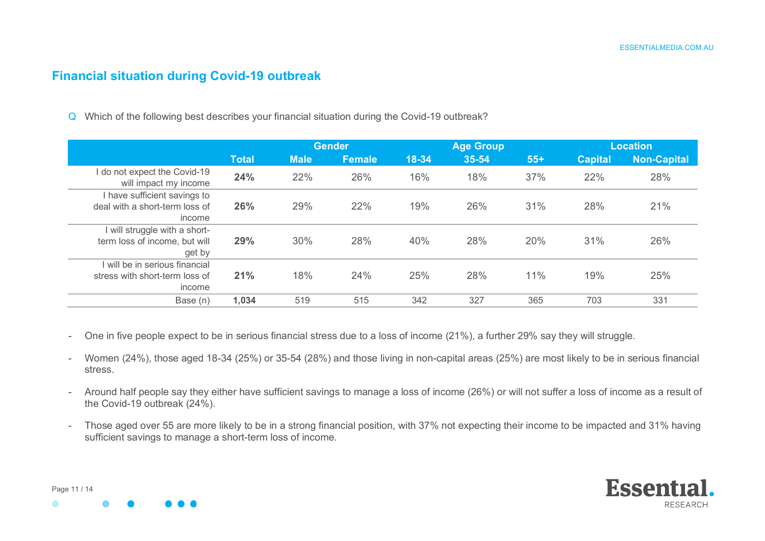## Financial situation during Covid-19 outbreak

Q Which of the following best describes your financial situation during the Covid-19 outbreak?

| | | Gender | | Age Group | | | Location | |
|---|---|---|---|---|---|---|---|---|
| | Total | Male | Female | 18-34 | 35-54 | 55+ | Capital | Non-Capital |
| I do not expect the Covid-19 will impact my income | **24%** | 22% | 26% | 16% | 18% | 37% | 22% | 28% |
| I have sufficient savings to deal with a short-term loss of income | **26%** | 29% | 22% | 19% | 26% | 31% | 28% | 21% |
| I will struggle with a short-term loss of income, but will get by | **29%** | 30% | 28% | 40% | 28% | 20% | 31% | 26% |
| I will be in serious financial stress with short-term loss of income | **21%** | 18% | 24% | 25% | 28% | 11% | 19% | 25% |
| Base (n) | **1,034** | 519 | 515 | 342 | 327 | 365 | 703 | 331 |

- One in five people expect to be in serious financial stress due to a loss of income (21%), a further 29% say they will struggle.
- Women (24%), those aged 18-34 (25%) or 35-54 (28%) and those living in non-capital areas (25%) are most likely to be in serious financial stress.
- Around half people say they either have sufficient savings to manage a loss of income (26%) or will not suffer a loss of income as a result of the Covid-19 outbreak (24%).
- Those aged over 55 are more likely to be in a strong financial position, with 37% not expecting their income to be impacted and 31% having sufficient savings to manage a short-term loss of income.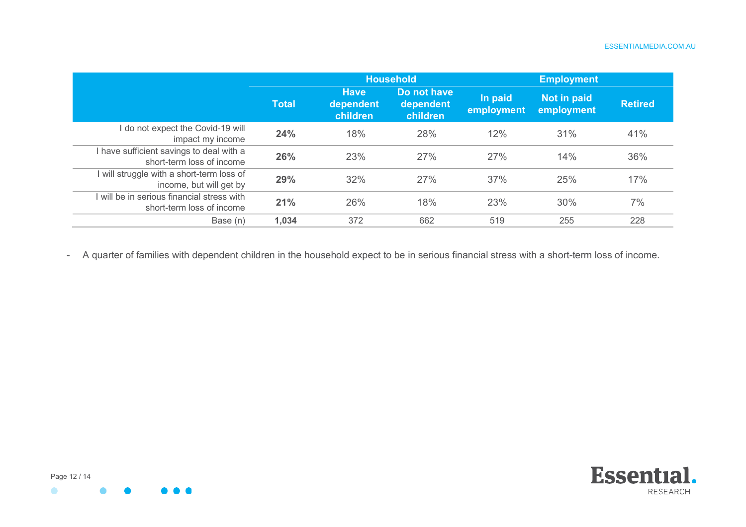| | Total | Household | | Employment | | |
|---|---|---|---|---|---|---|
| | | Have dependent children | Do not have dependent children | In paid employment | Not in paid employment | Retired |
| I do not expect the Covid-19 will impact my income | **24%** | 18% | 28% | 12% | 31% | 41% |
| I have sufficient savings to deal with a short-term loss of income | **26%** | 23% | 27% | 27% | 14% | 36% |
| I will struggle with a short-term loss of income, but will get by | **29%** | 32% | 27% | 37% | 25% | 17% |
| I will be in serious financial stress with short-term loss of income | **21%** | 26% | 18% | 23% | 30% | 7% |
| Base (n) | **1,034** | 372 | 662 | 519 | 255 | 228 |

- A quarter of families with dependent children in the household expect to be in serious financial stress with a short-term loss of income.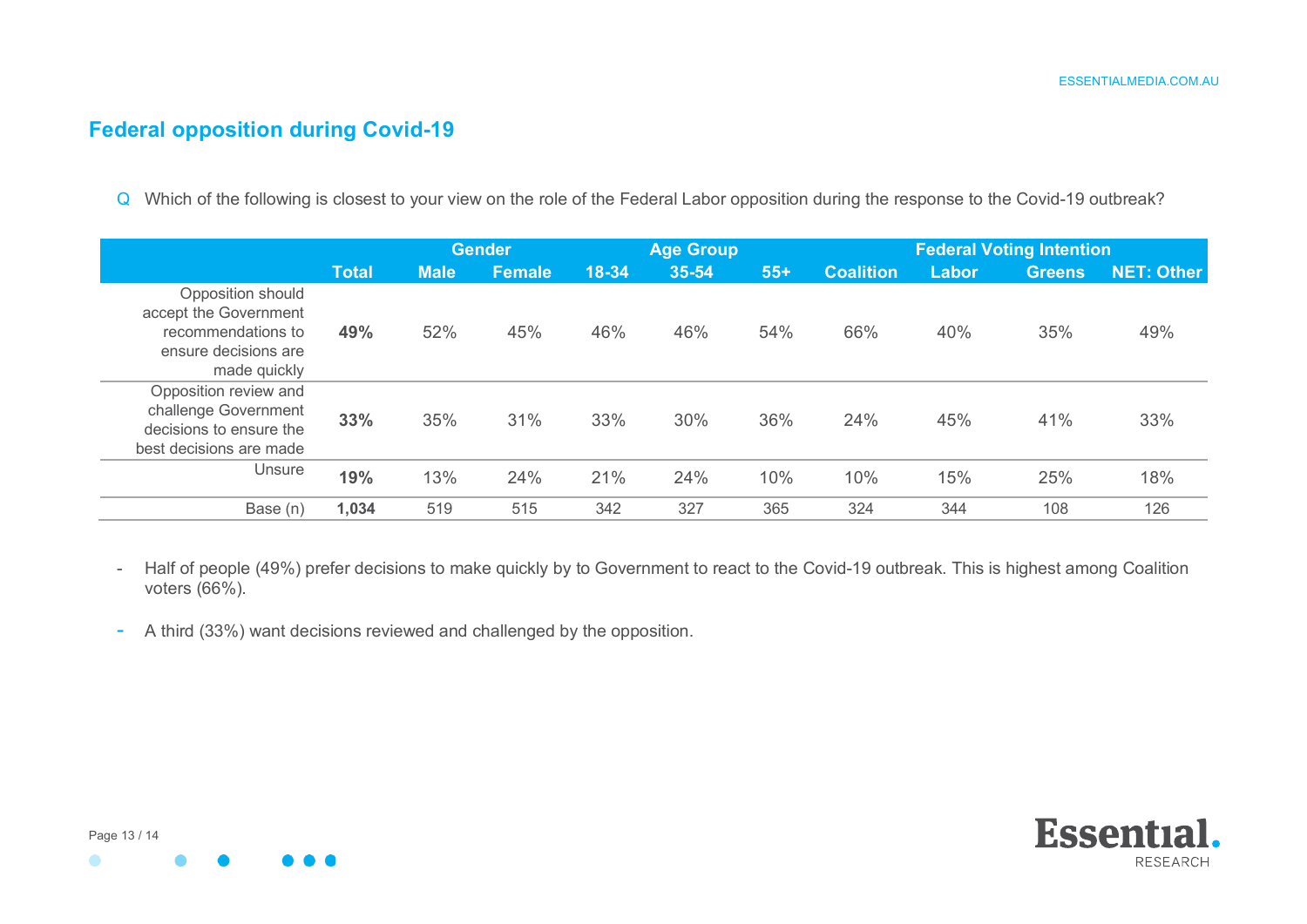## Federal opposition during Covid-19

Q Which of the following is closest to your view on the role of the Federal Labor opposition during the response to the Covid-19 outbreak?

| | | Gender | | Age Group | | | Federal Voting Intention | | | |
|---|---|---|---|---|---|---|---|---|---|---|
| | Total | Male | Female | 18-34 | 35-54 | 55+ | Coalition | Labor | Greens | NET: Other |
| Opposition should accept the Government recommendations to ensure decisions are made quickly | **49%** | 52% | 45% | 46% | 46% | 54% | 66% | 40% | 35% | 49% |
| Opposition review and challenge Government decisions to ensure the best decisions are made | **33%** | 35% | 31% | 33% | 30% | 36% | 24% | 45% | 41% | 33% |
| Unsure | **19%** | 13% | 24% | 21% | 24% | 10% | 10% | 15% | 25% | 18% |
| Base (n) | **1,034** | 519 | 515 | 342 | 327 | 365 | 324 | 344 | 108 | 126 |

- Half of people (49%) prefer decisions to make quickly by to Government to react to the Covid-19 outbreak. This is highest among Coalition voters (66%).
- A third (33%) want decisions reviewed and challenged by the opposition.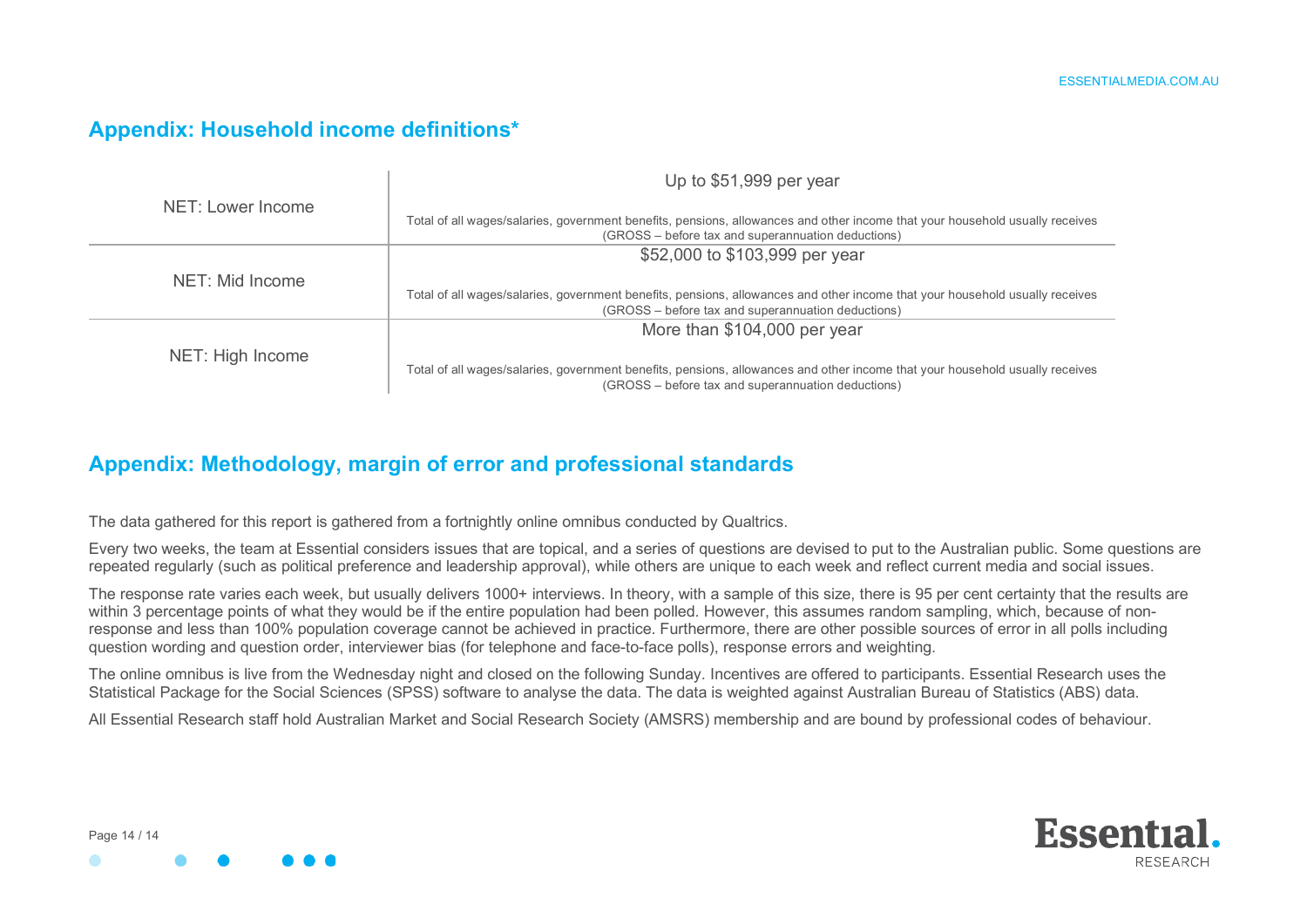## Appendix: Household income definitions*

| | |
|---|---|
| NET: Lower Income | Up to $51,999 per year<br><br>Total of all wages/salaries, government benefits, pensions, allowances and other income that your household usually receives (GROSS – before tax and superannuation deductions) |
| NET: Mid Income | $52,000 to $103,999 per year<br><br>Total of all wages/salaries, government benefits, pensions, allowances and other income that your household usually receives (GROSS – before tax and superannuation deductions) |
| NET: High Income | More than $104,000 per year<br><br>Total of all wages/salaries, government benefits, pensions, allowances and other income that your household usually receives (GROSS – before tax and superannuation deductions) |

## Appendix: Methodology, margin of error and professional standards

The data gathered for this report is gathered from a fortnightly online omnibus conducted by Qualtrics.

Every two weeks, the team at Essential considers issues that are topical, and a series of questions are devised to put to the Australian public. Some questions are repeated regularly (such as political preference and leadership approval), while others are unique to each week and reflect current media and social issues.

The response rate varies each week, but usually delivers 1000+ interviews. In theory, with a sample of this size, there is 95 per cent certainty that the results are within 3 percentage points of what they would be if the entire population had been polled. However, this assumes random sampling, which, because of non-response and less than 100% population coverage cannot be achieved in practice. Furthermore, there are other possible sources of error in all polls including question wording and question order, interviewer bias (for telephone and face-to-face polls), response errors and weighting.

The online omnibus is live from the Wednesday night and closed on the following Sunday. Incentives are offered to participants. Essential Research uses the Statistical Package for the Social Sciences (SPSS) software to analyse the data. The data is weighted against Australian Bureau of Statistics (ABS) data.

All Essential Research staff hold Australian Market and Social Research Society (AMSRS) membership and are bound by professional codes of behaviour.